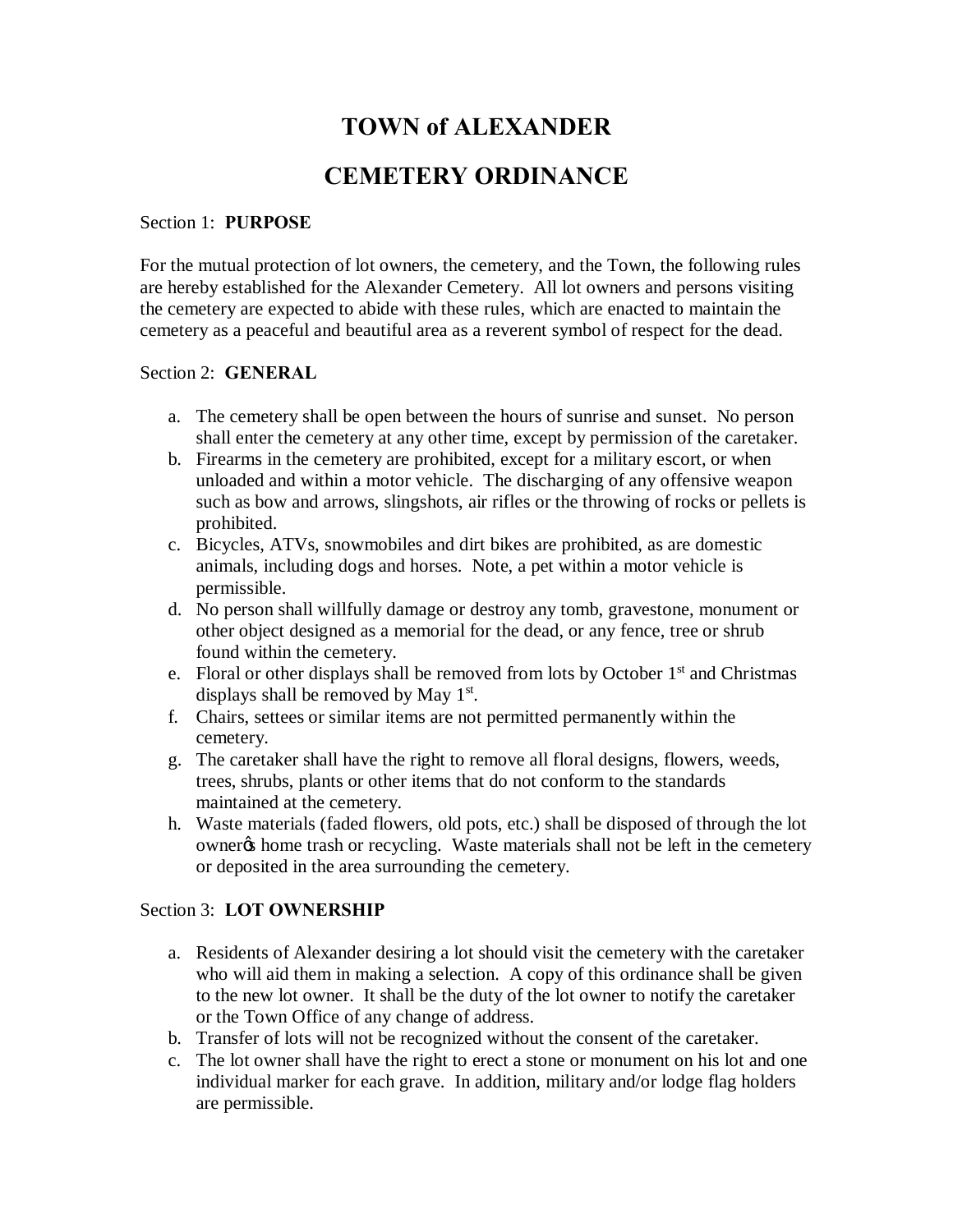# TOWN of ALEXANDER

# CEMETERY ORDINANCE

Section 1: **PURPOSE**

For the mutual protection of lot owners, the cemetery, and the Town, the following rules are hereby established for the Alexander Cemetery. All lot owners and persons visiting the cemetery are expected to abide with these rules, which are enacted to maintain the cemetery as a peaceful and beautiful area as a reverent symbol of respect for the dead.

Section 2: **GENERAL**

a. The cemetery shall be open between the hours of sunrise and sunset. No person shall enter the cemetery at any other time, except by permission of the caretaker.
b. Firearms in the cemetery are prohibited, except for a military escort, or when unloaded and within a motor vehicle. The discharging of any offensive weapon such as bow and arrows, slingshots, air rifles or the throwing of rocks or pellets is prohibited.
c. Bicycles, ATVs, snowmobiles and dirt bikes are prohibited, as are domestic animals, including dogs and horses. Note, a pet within a motor vehicle is permissible.
d. No person shall willfully damage or destroy any tomb, gravestone, monument or other object designed as a memorial for the dead, or any fence, tree or shrub found within the cemetery.
e. Floral or other displays shall be removed from lots by October 1st and Christmas displays shall be removed by May 1st.
f. Chairs, settees or similar items are not permitted permanently within the cemetery.
g. The caretaker shall have the right to remove all floral designs, flowers, weeds, trees, shrubs, plants or other items that do not conform to the standards maintained at the cemetery.
h. Waste materials (faded flowers, old pots, etc.) shall be disposed of through the lot owner's home trash or recycling. Waste materials shall not be left in the cemetery or deposited in the area surrounding the cemetery.

Section 3: **LOT OWNERSHIP**

a. Residents of Alexander desiring a lot should visit the cemetery with the caretaker who will aid them in making a selection. A copy of this ordinance shall be given to the new lot owner. It shall be the duty of the lot owner to notify the caretaker or the Town Office of any change of address.
b. Transfer of lots will not be recognized without the consent of the caretaker.
c. The lot owner shall have the right to erect a stone or monument on his lot and one individual marker for each grave. In addition, military and/or lodge flag holders are permissible.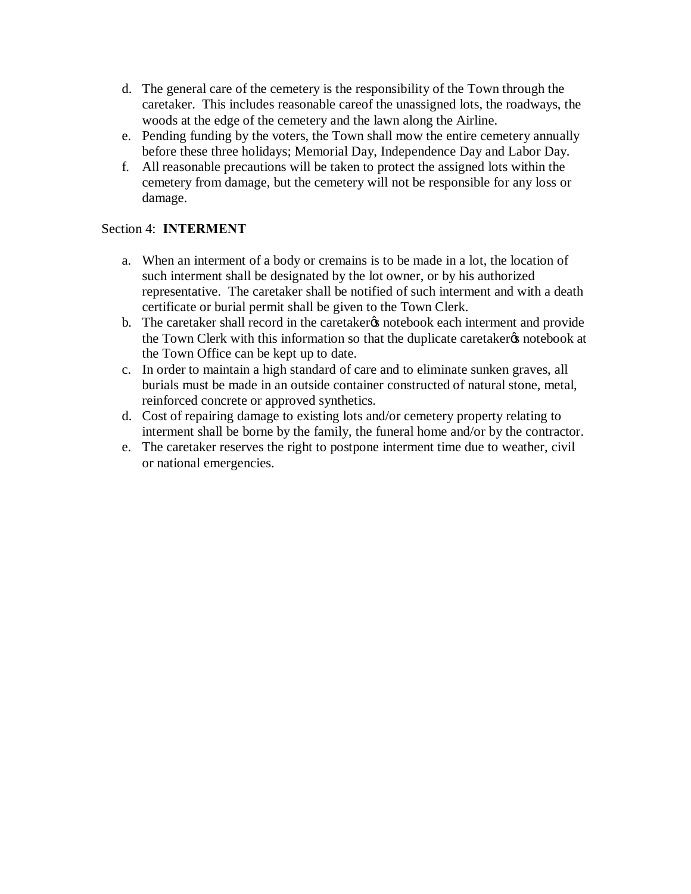d. The general care of the cemetery is the responsibility of the Town through the caretaker. This includes reasonable careof the unassigned lots, the roadways, the woods at the edge of the cemetery and the lawn along the Airline.
e. Pending funding by the voters, the Town shall mow the entire cemetery annually before these three holidays; Memorial Day, Independence Day and Labor Day.
f. All reasonable precautions will be taken to protect the assigned lots within the cemetery from damage, but the cemetery will not be responsible for any loss or damage.

Section 4: **INTERMENT**

a. When an interment of a body or cremains is to be made in a lot, the location of such interment shall be designated by the lot owner, or by his authorized representative. The caretaker shall be notified of such interment and with a death certificate or burial permit shall be given to the Town Clerk.
b. The caretaker shall record in the caretaker's notebook each interment and provide the Town Clerk with this information so that the duplicate caretaker's notebook at the Town Office can be kept up to date.
c. In order to maintain a high standard of care and to eliminate sunken graves, all burials must be made in an outside container constructed of natural stone, metal, reinforced concrete or approved synthetics.
d. Cost of repairing damage to existing lots and/or cemetery property relating to interment shall be borne by the family, the funeral home and/or by the contractor.
e. The caretaker reserves the right to postpone interment time due to weather, civil or national emergencies.